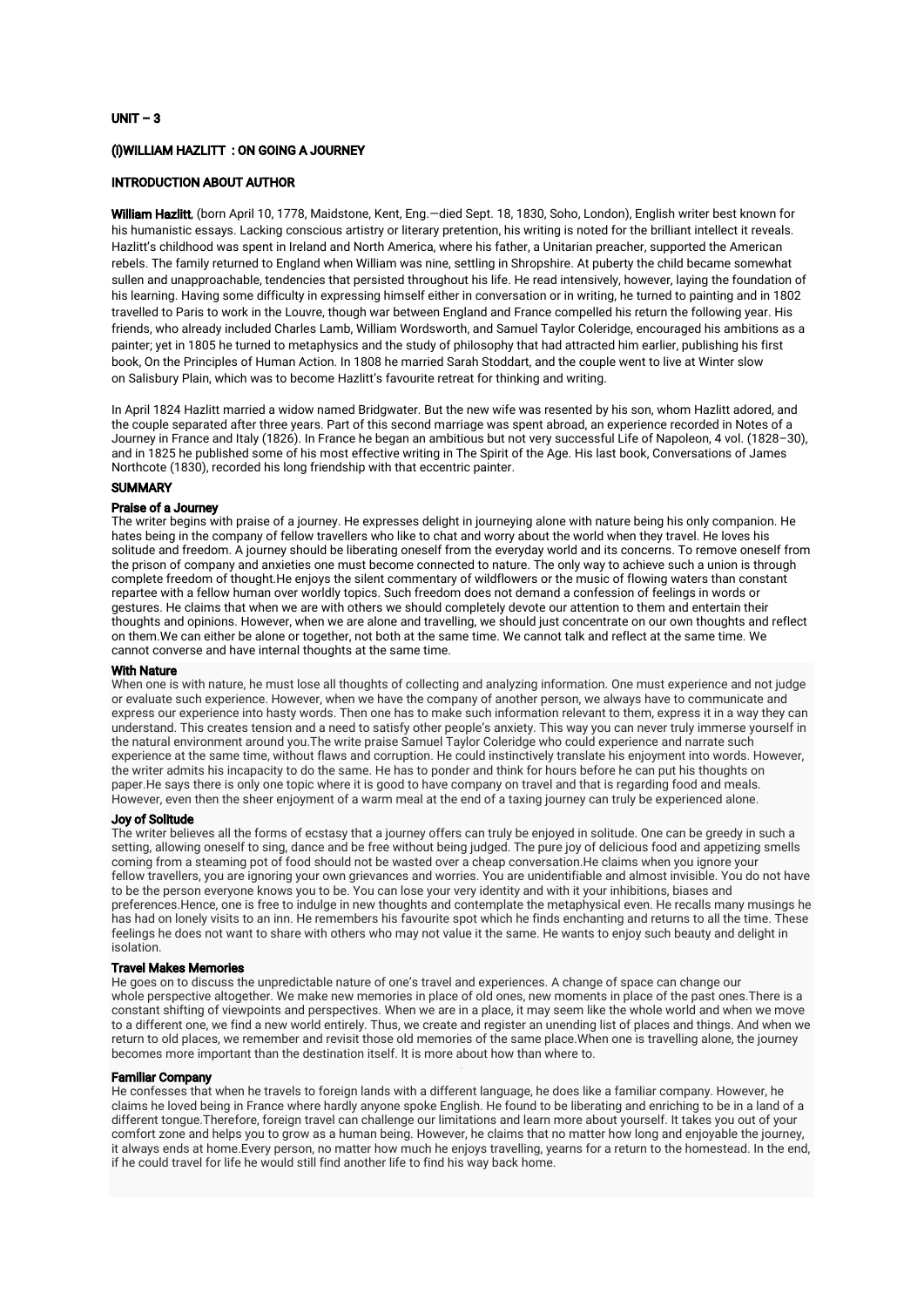## UNIT – 3

### (I)WILLIAM HAZLITT : ON GOING A JOURNEY

### INTRODUCTION ABOUT AUTHOR

**William Hazlitt**, (born April 10, 1778, Maidstone, Kent, Eng.—died Sept. 18, 1830, Soho, London), English writer best known for his humanistic essays. Lacking conscious artistry or literary pretention, his writing is noted for the brilliant intellect it reveals. Hazlitt's childhood was spent in Ireland and North America, where his father, a Unitarian preacher, supported the American rebels. The family returned to England when William was nine, settling in Shropshire. At puberty the child became somewhat sullen and unapproachable, tendencies that persisted throughout his life. He read intensively, however, laying the foundation of his learning. Having some difficulty in expressing himself either in conversation or in writing, he turned to painting and in 1802 travelled to Paris to work in the Louvre, though war between England and France compelled his return the following year. His friends, who already included Charles Lamb, William Wordsworth, and Samuel Taylor Coleridge, encouraged his ambitions as a painter; yet in 1805 he turned to metaphysics and the study of philosophy that had attracted him earlier, publishing his first book, On the Principles of Human Action. In 1808 he married Sarah Stoddart, and the couple went to live at Winter slow on Salisbury Plain, which was to become Hazlitt's favourite retreat for thinking and writing.

In April 1824 Hazlitt married a widow named Bridgwater. But the new wife was resented by his son, whom Hazlitt adored, and the couple separated after three years. Part of this second marriage was spent abroad, an experience recorded in Notes of a Journey in France and Italy (1826). In France he began an ambitious but not very successful Life of Napoleon, 4 vol. (1828–30), and in 1825 he published some of his most effective writing in The Spirit of the Age. His last book, Conversations of James Northcote (1830), recorded his long friendship with that eccentric painter.

### SUMMARY

#### Praise of a Journey

The writer begins with praise of a journey. He expresses delight in journeying alone with nature being his only companion. He hates being in the company of fellow travellers who like to chat and worry about the world when they travel. He loves his solitude and freedom. A journey should be liberating oneself from the everyday world and its concerns. To remove oneself from the prison of company and anxieties one must become connected to nature. The only way to achieve such a union is through complete freedom of thought.He enjoys the silent commentary of wildflowers or the music of flowing waters than constant repartee with a fellow human over worldly topics. Such freedom does not demand a confession of feelings in words or gestures. He claims that when we are with others we should completely devote our attention to them and entertain their thoughts and opinions. However, when we are alone and travelling, we should just concentrate on our own thoughts and reflect on them.We can either be alone or together, not both at the same time. We cannot talk and reflect at the same time. We cannot converse and have internal thoughts at the same time.

#### With Nature

When one is with nature, he must lose all thoughts of collecting and analyzing information. One must experience and not judge or evaluate such experience. However, when we have the company of another person, we always have to communicate and express our experience into hasty words. Then one has to make such information relevant to them, express it in a way they can understand. This creates tension and a need to satisfy other people's anxiety. This way you can never truly immerse yourself in the natural environment around you.The write praise Samuel Taylor Coleridge who could experience and narrate such experience at the same time, without flaws and corruption. He could instinctively translate his enjoyment into words. However, the writer admits his incapacity to do the same. He has to ponder and think for hours before he can put his thoughts on paper.He says there is only one topic where it is good to have company on travel and that is regarding food and meals. However, even then the sheer enjoyment of a warm meal at the end of a taxing journey can truly be experienced alone.

#### Joy of Solitude

The writer believes all the forms of ecstasy that a journey offers can truly be enjoyed in solitude. One can be greedy in such a setting, allowing oneself to sing, dance and be free without being judged. The pure joy of delicious food and appetizing smells coming from a steaming pot of food should not be wasted over a cheap conversation.He claims when you ignore your fellow travellers, you are ignoring your own grievances and worries. You are unidentifiable and almost invisible. You do not have to be the person everyone knows you to be. You can lose your very identity and with it your inhibitions, biases and preferences.Hence, one is free to indulge in new thoughts and contemplate the metaphysical even. He recalls many musings he has had on lonely visits to an inn. He remembers his favourite spot which he finds enchanting and returns to all the time. These feelings he does not want to share with others who may not value it the same. He wants to enjoy such beauty and delight in isolation.

#### Travel Makes Memories

He goes on to discuss the unpredictable nature of one's travel and experiences. A change of space can change our whole perspective altogether. We make new memories in place of old ones, new moments in place of the past ones.There is a constant shifting of viewpoints and perspectives. When we are in a place, it may seem like the whole world and when we move to a different one, we find a new world entirely. Thus, we create and register an unending list of places and things. And when we return to old places, we remember and revisit those old memories of the same place.When one is travelling alone, the journey becomes more important than the destination itself. It is more about how than where to.

#### Familiar Company

He confesses that when he travels to foreign lands with a different language, he does like a familiar company. However, he claims he loved being in France where hardly anyone spoke English. He found to be liberating and enriching to be in a land of a different tongue.Therefore, foreign travel can challenge our limitations and learn more about yourself. It takes you out of your comfort zone and helps you to grow as a human being. However, he claims that no matter how long and enjoyable the journey, it always ends at home.Every person, no matter how much he enjoys travelling, yearns for a return to the homestead. In the end, if he could travel for life he would still find another life to find his way back home.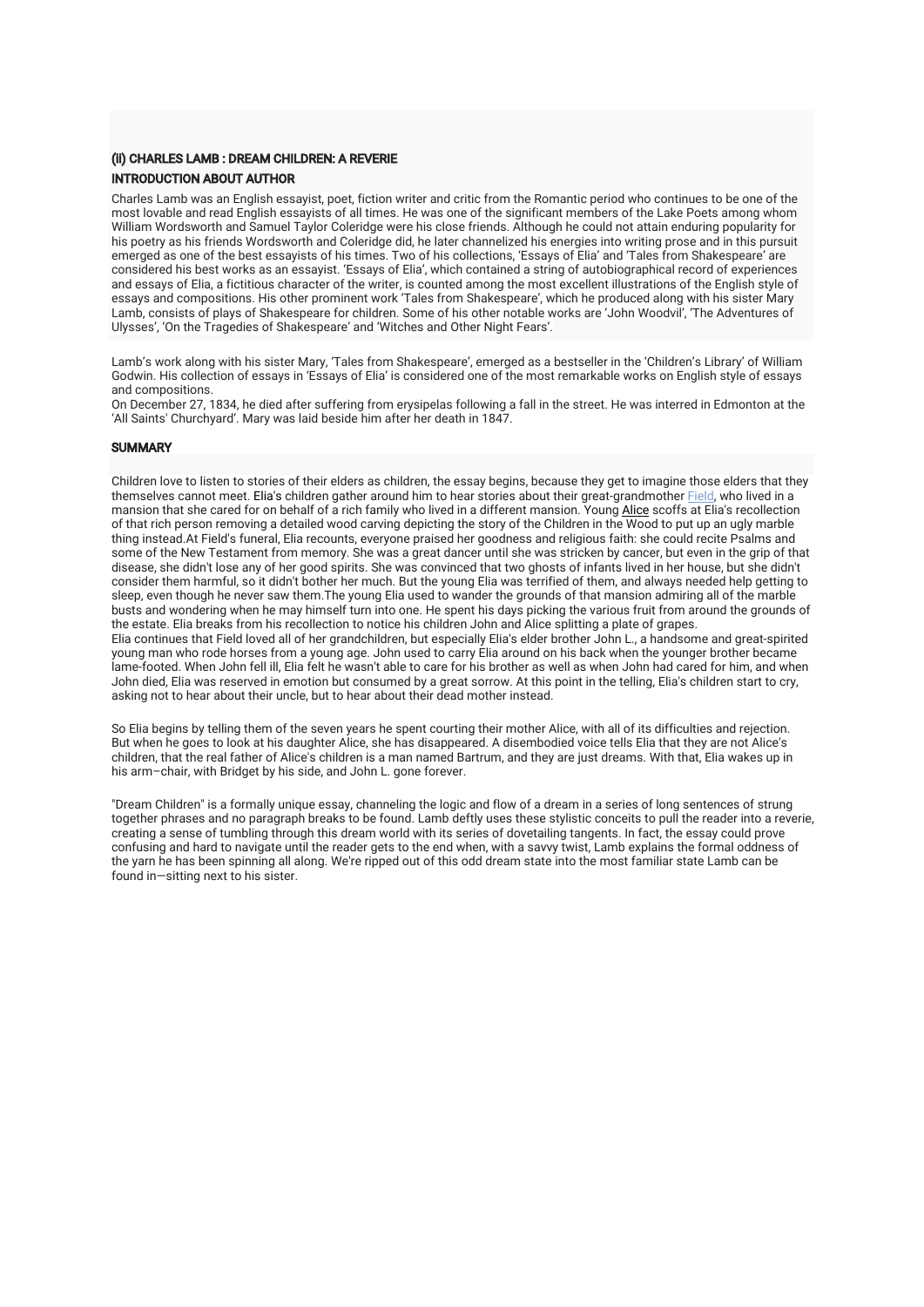## (II) CHARLES LAMB : DREAM CHILDREN: A REVERIE

### INTRODUCTION ABOUT AUTHOR

Charles Lamb was an English essayist, poet, fiction writer and critic from the Romantic period who continues to be one of the most lovable and read English essayists of all times. He was one of the significant members of the Lake Poets among whom William Wordsworth and Samuel Taylor Coleridge were his close friends. Although he could not attain enduring popularity for his poetry as his friends Wordsworth and Coleridge did, he later channelized his energies into writing prose and in this pursuit emerged as one of the best essayists of his times. Two of his collections, 'Essays of Elia' and 'Tales from Shakespeare' are considered his best works as an essayist. 'Essays of Elia', which contained a string of autobiographical record of experiences and essays of Elia, a fictitious character of the writer, is counted among the most excellent illustrations of the English style of essays and compositions. His other prominent work 'Tales from Shakespeare', which he produced along with his sister Mary Lamb, consists of plays of Shakespeare for children. Some of his other notable works are 'John Woodvil', 'The Adventures of Ulysses', 'On the Tragedies of Shakespeare' and 'Witches and Other Night Fears'.

Lamb's work along with his sister Mary, 'Tales from Shakespeare', emerged as a bestseller in the 'Children's Library' of William Godwin. His collection of essays in 'Essays of Elia' is considered one of the most remarkable works on English style of essays and compositions.
On December 27, 1834, he died after suffering from erysipelas following a fall in the street. He was interred in Edmonton at the 'All Saints' Churchyard'. Mary was laid beside him after her death in 1847.

### SUMMARY

Children love to listen to stories of their elders as children, the essay begins, because they get to imagine those elders that they themselves cannot meet. Elia's children gather around him to hear stories about their great-grandmother Field, who lived in a mansion that she cared for on behalf of a rich family who lived in a different mansion. Young Alice scoffs at Elia's recollection of that rich person removing a detailed wood carving depicting the story of the Children in the Wood to put up an ugly marble thing instead.At Field's funeral, Elia recounts, everyone praised her goodness and religious faith: she could recite Psalms and some of the New Testament from memory. She was a great dancer until she was stricken by cancer, but even in the grip of that disease, she didn't lose any of her good spirits. She was convinced that two ghosts of infants lived in her house, but she didn't consider them harmful, so it didn't bother her much. But the young Elia was terrified of them, and always needed help getting to sleep, even though he never saw them.The young Elia used to wander the grounds of that mansion admiring all of the marble busts and wondering when he may himself turn into one. He spent his days picking the various fruit from around the grounds of the estate. Elia breaks from his recollection to notice his children John and Alice splitting a plate of grapes.
Elia continues that Field loved all of her grandchildren, but especially Elia's elder brother John L., a handsome and great-spirited young man who rode horses from a young age. John used to carry Elia around on his back when the younger brother became lame-footed. When John fell ill, Elia felt he wasn't able to care for his brother as well as when John had cared for him, and when John died, Elia was reserved in emotion but consumed by a great sorrow. At this point in the telling, Elia's children start to cry, asking not to hear about their uncle, but to hear about their dead mother instead.

So Elia begins by telling them of the seven years he spent courting their mother Alice, with all of its difficulties and rejection. But when he goes to look at his daughter Alice, she has disappeared. A disembodied voice tells Elia that they are not Alice's children, that the real father of Alice's children is a man named Bartrum, and they are just dreams. With that, Elia wakes up in his arm–chair, with Bridget by his side, and John L. gone forever.

"Dream Children" is a formally unique essay, channeling the logic and flow of a dream in a series of long sentences of strung together phrases and no paragraph breaks to be found. Lamb deftly uses these stylistic conceits to pull the reader into a reverie, creating a sense of tumbling through this dream world with its series of dovetailing tangents. In fact, the essay could prove confusing and hard to navigate until the reader gets to the end when, with a savvy twist, Lamb explains the formal oddness of the yarn he has been spinning all along. We're ripped out of this odd dream state into the most familiar state Lamb can be found in—sitting next to his sister.